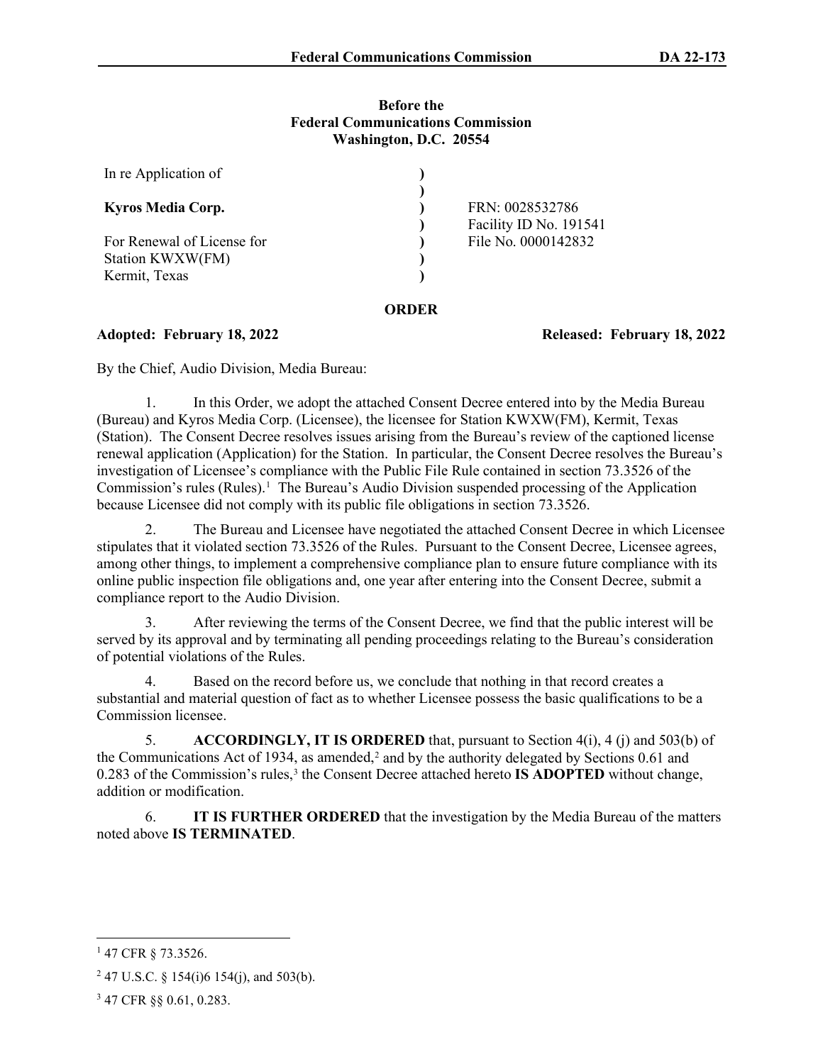**Before the**
**Federal Communications Commission**
**Washington, D.C. 20554**

| | | |
|---|---|---|
| In re Application of | ) | |
| | ) | |
| **Kyros Media Corp.** | ) | FRN: 0028532786 |
| | ) | Facility ID No. 191541 |
| For Renewal of License for | ) | File No. 0000142832 |
| Station KWXW(FM) | ) | |
| Kermit, Texas | ) | |

**ORDER**

**Adopted: February 18, 2022** **Released: February 18, 2022**

By the Chief, Audio Division, Media Bureau:

1. In this Order, we adopt the attached Consent Decree entered into by the Media Bureau (Bureau) and Kyros Media Corp. (Licensee), the licensee for Station KWXW(FM), Kermit, Texas (Station). The Consent Decree resolves issues arising from the Bureau's review of the captioned license renewal application (Application) for the Station. In particular, the Consent Decree resolves the Bureau's investigation of Licensee's compliance with the Public File Rule contained in section 73.3526 of the Commission's rules (Rules).[1] The Bureau's Audio Division suspended processing of the Application because Licensee did not comply with its public file obligations in section 73.3526.

2. The Bureau and Licensee have negotiated the attached Consent Decree in which Licensee stipulates that it violated section 73.3526 of the Rules. Pursuant to the Consent Decree, Licensee agrees, among other things, to implement a comprehensive compliance plan to ensure future compliance with its online public inspection file obligations and, one year after entering into the Consent Decree, submit a compliance report to the Audio Division.

3. After reviewing the terms of the Consent Decree, we find that the public interest will be served by its approval and by terminating all pending proceedings relating to the Bureau's consideration of potential violations of the Rules.

4. Based on the record before us, we conclude that nothing in that record creates a substantial and material question of fact as to whether Licensee possess the basic qualifications to be a Commission licensee.

5. **ACCORDINGLY, IT IS ORDERED** that, pursuant to Section 4(i), 4 (j) and 503(b) of the Communications Act of 1934, as amended,[2] and by the authority delegated by Sections 0.61 and 0.283 of the Commission's rules,[3] the Consent Decree attached hereto **IS ADOPTED** without change, addition or modification.

6. **IT IS FURTHER ORDERED** that the investigation by the Media Bureau of the matters noted above **IS TERMINATED**.

---

[1] 47 CFR § 73.3526.

[2] 47 U.S.C. § 154(i)6 154(j), and 503(b).

[3] 47 CFR §§ 0.61, 0.283.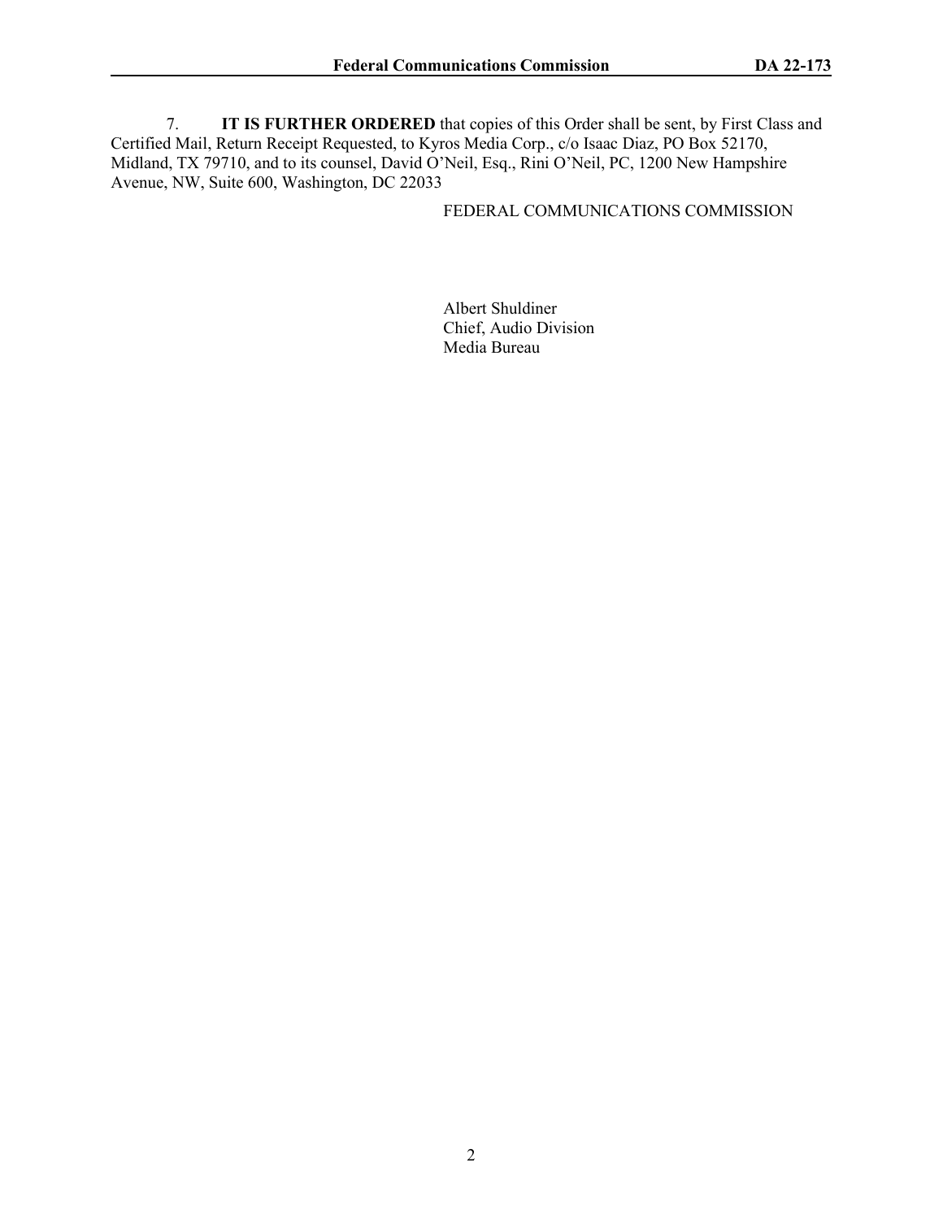7. **IT IS FURTHER ORDERED** that copies of this Order shall be sent, by First Class and Certified Mail, Return Receipt Requested, to Kyros Media Corp., c/o Isaac Diaz, PO Box 52170, Midland, TX 79710, and to its counsel, David O'Neil, Esq., Rini O'Neil, PC, 1200 New Hampshire Avenue, NW, Suite 600, Washington, DC 22033

FEDERAL COMMUNICATIONS COMMISSION

Albert Shuldiner
Chief, Audio Division
Media Bureau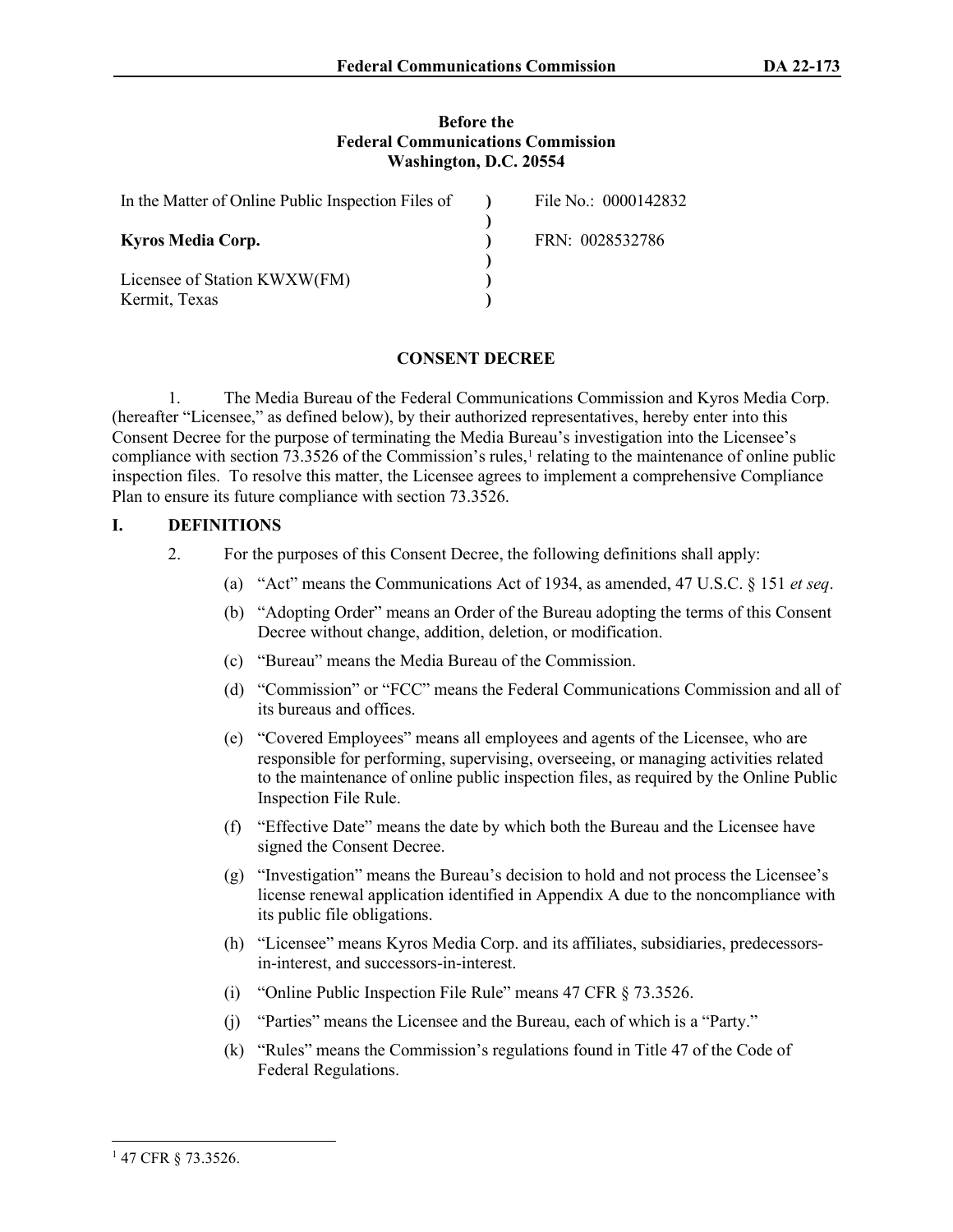**Before the**
**Federal Communications Commission**
**Washington, D.C. 20554**

| | | |
|---|---|---|
| In the Matter of Online Public Inspection Files of | ) | File No.: 0000142832 |
| | ) | |
| **Kyros Media Corp.** | ) | FRN: 0028532786 |
| | ) | |
| Licensee of Station KWXW(FM) | ) | |
| Kermit, Texas | ) | |

**CONSENT DECREE**

1. The Media Bureau of the Federal Communications Commission and Kyros Media Corp. (hereafter "Licensee," as defined below), by their authorized representatives, hereby enter into this Consent Decree for the purpose of terminating the Media Bureau's investigation into the Licensee's compliance with section 73.3526 of the Commission's rules,[1] relating to the maintenance of online public inspection files. To resolve this matter, the Licensee agrees to implement a comprehensive Compliance Plan to ensure its future compliance with section 73.3526.

## I. DEFINITIONS

2. For the purposes of this Consent Decree, the following definitions shall apply:

(a) "Act" means the Communications Act of 1934, as amended, 47 U.S.C. § 151 *et seq*.

(b) "Adopting Order" means an Order of the Bureau adopting the terms of this Consent Decree without change, addition, deletion, or modification.

(c) "Bureau" means the Media Bureau of the Commission.

(d) "Commission" or "FCC" means the Federal Communications Commission and all of its bureaus and offices.

(e) "Covered Employees" means all employees and agents of the Licensee, who are responsible for performing, supervising, overseeing, or managing activities related to the maintenance of online public inspection files, as required by the Online Public Inspection File Rule.

(f) "Effective Date" means the date by which both the Bureau and the Licensee have signed the Consent Decree.

(g) "Investigation" means the Bureau's decision to hold and not process the Licensee's license renewal application identified in Appendix A due to the noncompliance with its public file obligations.

(h) "Licensee" means Kyros Media Corp. and its affiliates, subsidiaries, predecessors-in-interest, and successors-in-interest.

(i) "Online Public Inspection File Rule" means 47 CFR § 73.3526.

(j) "Parties" means the Licensee and the Bureau, each of which is a "Party."

(k) "Rules" means the Commission's regulations found in Title 47 of the Code of Federal Regulations.

[1] 47 CFR § 73.3526.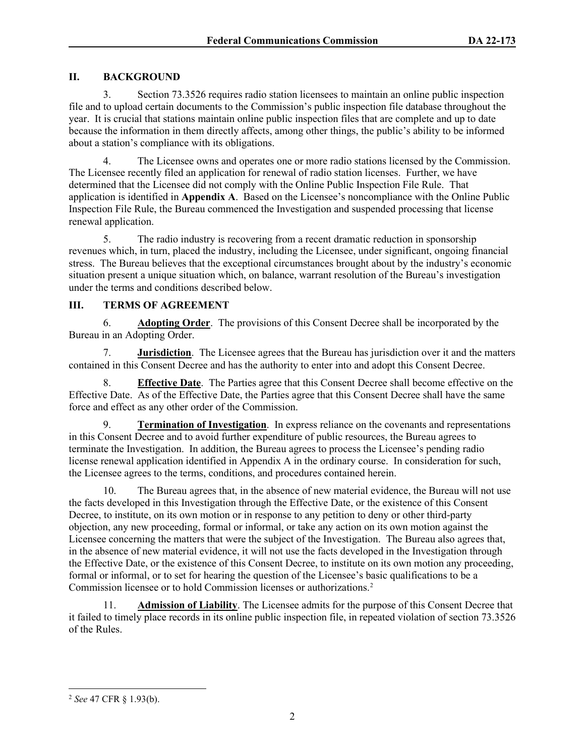## II. BACKGROUND

3. Section 73.3526 requires radio station licensees to maintain an online public inspection file and to upload certain documents to the Commission's public inspection file database throughout the year. It is crucial that stations maintain online public inspection files that are complete and up to date because the information in them directly affects, among other things, the public's ability to be informed about a station's compliance with its obligations.

4. The Licensee owns and operates one or more radio stations licensed by the Commission. The Licensee recently filed an application for renewal of radio station licenses. Further, we have determined that the Licensee did not comply with the Online Public Inspection File Rule. That application is identified in **Appendix A**. Based on the Licensee's noncompliance with the Online Public Inspection File Rule, the Bureau commenced the Investigation and suspended processing that license renewal application.

5. The radio industry is recovering from a recent dramatic reduction in sponsorship revenues which, in turn, placed the industry, including the Licensee, under significant, ongoing financial stress. The Bureau believes that the exceptional circumstances brought about by the industry's economic situation present a unique situation which, on balance, warrant resolution of the Bureau's investigation under the terms and conditions described below.

## III. TERMS OF AGREEMENT

6. **Adopting Order**. The provisions of this Consent Decree shall be incorporated by the Bureau in an Adopting Order.

7. **Jurisdiction**. The Licensee agrees that the Bureau has jurisdiction over it and the matters contained in this Consent Decree and has the authority to enter into and adopt this Consent Decree.

8. **Effective Date**. The Parties agree that this Consent Decree shall become effective on the Effective Date. As of the Effective Date, the Parties agree that this Consent Decree shall have the same force and effect as any other order of the Commission.

9. **Termination of Investigation**. In express reliance on the covenants and representations in this Consent Decree and to avoid further expenditure of public resources, the Bureau agrees to terminate the Investigation. In addition, the Bureau agrees to process the Licensee's pending radio license renewal application identified in Appendix A in the ordinary course. In consideration for such, the Licensee agrees to the terms, conditions, and procedures contained herein.

10. The Bureau agrees that, in the absence of new material evidence, the Bureau will not use the facts developed in this Investigation through the Effective Date, or the existence of this Consent Decree, to institute, on its own motion or in response to any petition to deny or other third-party objection, any new proceeding, formal or informal, or take any action on its own motion against the Licensee concerning the matters that were the subject of the Investigation. The Bureau also agrees that, in the absence of new material evidence, it will not use the facts developed in the Investigation through the Effective Date, or the existence of this Consent Decree, to institute on its own motion any proceeding, formal or informal, or to set for hearing the question of the Licensee's basic qualifications to be a Commission licensee or to hold Commission licenses or authorizations.[2]

11. **Admission of Liability**. The Licensee admits for the purpose of this Consent Decree that it failed to timely place records in its online public inspection file, in repeated violation of section 73.3526 of the Rules.

[2] *See* 47 CFR § 1.93(b).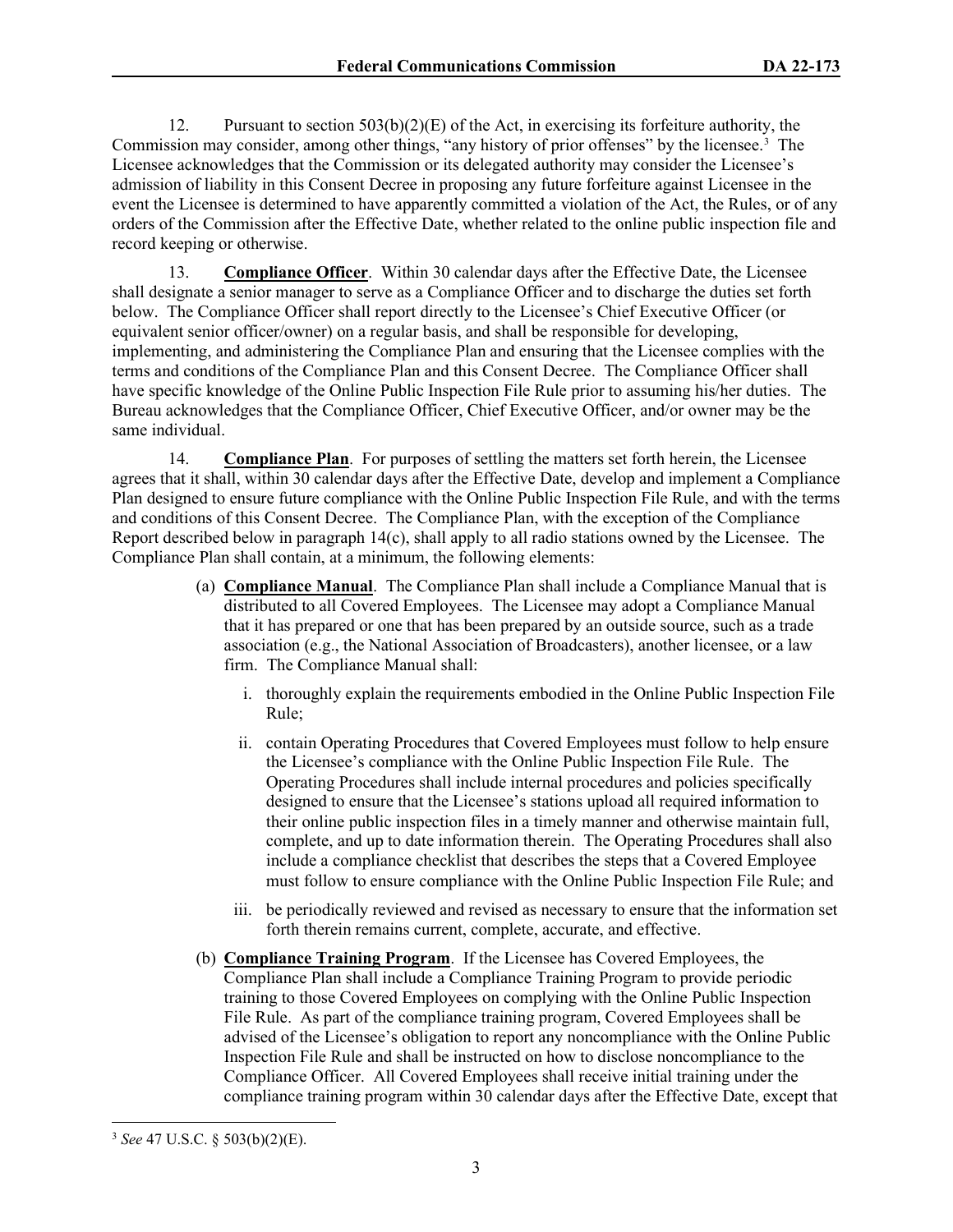12. Pursuant to section 503(b)(2)(E) of the Act, in exercising its forfeiture authority, the Commission may consider, among other things, "any history of prior offenses" by the licensee.[3] The Licensee acknowledges that the Commission or its delegated authority may consider the Licensee's admission of liability in this Consent Decree in proposing any future forfeiture against Licensee in the event the Licensee is determined to have apparently committed a violation of the Act, the Rules, or of any orders of the Commission after the Effective Date, whether related to the online public inspection file and record keeping or otherwise.

13. **Compliance Officer**. Within 30 calendar days after the Effective Date, the Licensee shall designate a senior manager to serve as a Compliance Officer and to discharge the duties set forth below. The Compliance Officer shall report directly to the Licensee's Chief Executive Officer (or equivalent senior officer/owner) on a regular basis, and shall be responsible for developing, implementing, and administering the Compliance Plan and ensuring that the Licensee complies with the terms and conditions of the Compliance Plan and this Consent Decree. The Compliance Officer shall have specific knowledge of the Online Public Inspection File Rule prior to assuming his/her duties. The Bureau acknowledges that the Compliance Officer, Chief Executive Officer, and/or owner may be the same individual.

14. **Compliance Plan**. For purposes of settling the matters set forth herein, the Licensee agrees that it shall, within 30 calendar days after the Effective Date, develop and implement a Compliance Plan designed to ensure future compliance with the Online Public Inspection File Rule, and with the terms and conditions of this Consent Decree. The Compliance Plan, with the exception of the Compliance Report described below in paragraph 14(c), shall apply to all radio stations owned by the Licensee. The Compliance Plan shall contain, at a minimum, the following elements:

(a) **Compliance Manual**. The Compliance Plan shall include a Compliance Manual that is distributed to all Covered Employees. The Licensee may adopt a Compliance Manual that it has prepared or one that has been prepared by an outside source, such as a trade association (e.g., the National Association of Broadcasters), another licensee, or a law firm. The Compliance Manual shall:

i. thoroughly explain the requirements embodied in the Online Public Inspection File Rule;

ii. contain Operating Procedures that Covered Employees must follow to help ensure the Licensee's compliance with the Online Public Inspection File Rule. The Operating Procedures shall include internal procedures and policies specifically designed to ensure that the Licensee's stations upload all required information to their online public inspection files in a timely manner and otherwise maintain full, complete, and up to date information therein. The Operating Procedures shall also include a compliance checklist that describes the steps that a Covered Employee must follow to ensure compliance with the Online Public Inspection File Rule; and

iii. be periodically reviewed and revised as necessary to ensure that the information set forth therein remains current, complete, accurate, and effective.

(b) **Compliance Training Program**. If the Licensee has Covered Employees, the Compliance Plan shall include a Compliance Training Program to provide periodic training to those Covered Employees on complying with the Online Public Inspection File Rule. As part of the compliance training program, Covered Employees shall be advised of the Licensee's obligation to report any noncompliance with the Online Public Inspection File Rule and shall be instructed on how to disclose noncompliance to the Compliance Officer. All Covered Employees shall receive initial training under the compliance training program within 30 calendar days after the Effective Date, except that

[3] *See* 47 U.S.C. § 503(b)(2)(E).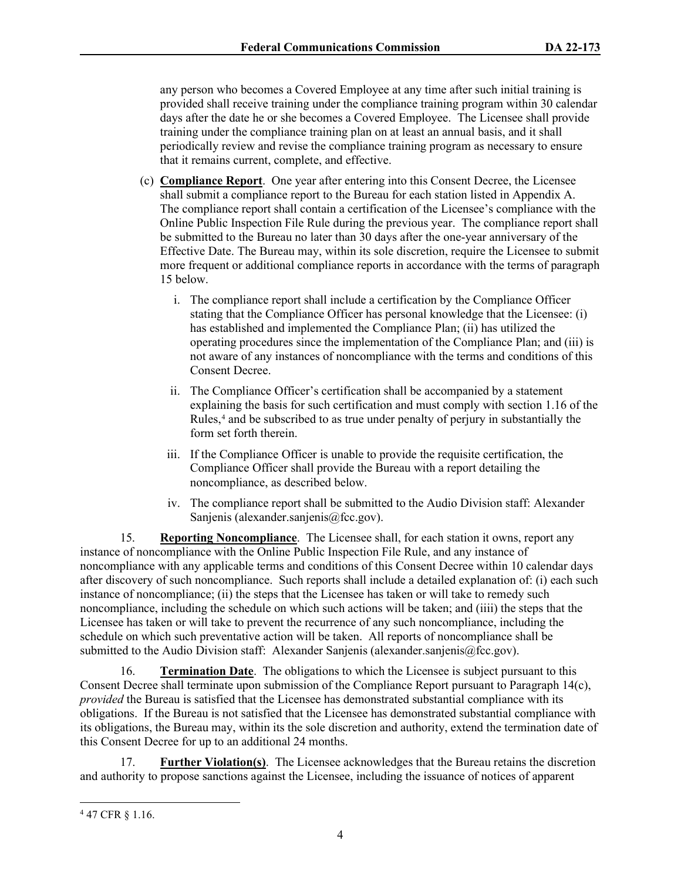any person who becomes a Covered Employee at any time after such initial training is provided shall receive training under the compliance training program within 30 calendar days after the date he or she becomes a Covered Employee. The Licensee shall provide training under the compliance training plan on at least an annual basis, and it shall periodically review and revise the compliance training program as necessary to ensure that it remains current, complete, and effective.

(c) **Compliance Report**. One year after entering into this Consent Decree, the Licensee shall submit a compliance report to the Bureau for each station listed in Appendix A. The compliance report shall contain a certification of the Licensee's compliance with the Online Public Inspection File Rule during the previous year. The compliance report shall be submitted to the Bureau no later than 30 days after the one-year anniversary of the Effective Date. The Bureau may, within its sole discretion, require the Licensee to submit more frequent or additional compliance reports in accordance with the terms of paragraph 15 below.

i. The compliance report shall include a certification by the Compliance Officer stating that the Compliance Officer has personal knowledge that the Licensee: (i) has established and implemented the Compliance Plan; (ii) has utilized the operating procedures since the implementation of the Compliance Plan; and (iii) is not aware of any instances of noncompliance with the terms and conditions of this Consent Decree.

ii. The Compliance Officer's certification shall be accompanied by a statement explaining the basis for such certification and must comply with section 1.16 of the Rules,[4] and be subscribed to as true under penalty of perjury in substantially the form set forth therein.

iii. If the Compliance Officer is unable to provide the requisite certification, the Compliance Officer shall provide the Bureau with a report detailing the noncompliance, as described below.

iv. The compliance report shall be submitted to the Audio Division staff: Alexander Sanjenis (alexander.sanjenis@fcc.gov).

15. **Reporting Noncompliance**. The Licensee shall, for each station it owns, report any instance of noncompliance with the Online Public Inspection File Rule, and any instance of noncompliance with any applicable terms and conditions of this Consent Decree within 10 calendar days after discovery of such noncompliance. Such reports shall include a detailed explanation of: (i) each such instance of noncompliance; (ii) the steps that the Licensee has taken or will take to remedy such noncompliance, including the schedule on which such actions will be taken; and (iiii) the steps that the Licensee has taken or will take to prevent the recurrence of any such noncompliance, including the schedule on which such preventative action will be taken. All reports of noncompliance shall be submitted to the Audio Division staff: Alexander Sanjenis (alexander.sanjenis@fcc.gov).

16. **Termination Date**. The obligations to which the Licensee is subject pursuant to this Consent Decree shall terminate upon submission of the Compliance Report pursuant to Paragraph 14(c), *provided* the Bureau is satisfied that the Licensee has demonstrated substantial compliance with its obligations. If the Bureau is not satisfied that the Licensee has demonstrated substantial compliance with its obligations, the Bureau may, within its the sole discretion and authority, extend the termination date of this Consent Decree for up to an additional 24 months.

17. **Further Violation(s)**. The Licensee acknowledges that the Bureau retains the discretion and authority to propose sanctions against the Licensee, including the issuance of notices of apparent

[4] 47 CFR § 1.16.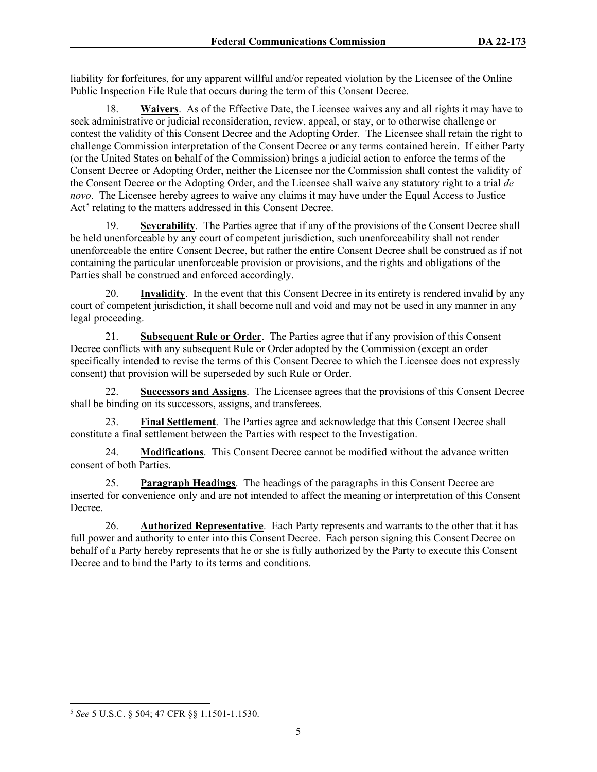liability for forfeitures, for any apparent willful and/or repeated violation by the Licensee of the Online Public Inspection File Rule that occurs during the term of this Consent Decree.

18. **Waivers**. As of the Effective Date, the Licensee waives any and all rights it may have to seek administrative or judicial reconsideration, review, appeal, or stay, or to otherwise challenge or contest the validity of this Consent Decree and the Adopting Order. The Licensee shall retain the right to challenge Commission interpretation of the Consent Decree or any terms contained herein. If either Party (or the United States on behalf of the Commission) brings a judicial action to enforce the terms of the Consent Decree or Adopting Order, neither the Licensee nor the Commission shall contest the validity of the Consent Decree or the Adopting Order, and the Licensee shall waive any statutory right to a trial *de novo*. The Licensee hereby agrees to waive any claims it may have under the Equal Access to Justice Act[5] relating to the matters addressed in this Consent Decree.

19. **Severability**. The Parties agree that if any of the provisions of the Consent Decree shall be held unenforceable by any court of competent jurisdiction, such unenforceability shall not render unenforceable the entire Consent Decree, but rather the entire Consent Decree shall be construed as if not containing the particular unenforceable provision or provisions, and the rights and obligations of the Parties shall be construed and enforced accordingly.

20. **Invalidity**. In the event that this Consent Decree in its entirety is rendered invalid by any court of competent jurisdiction, it shall become null and void and may not be used in any manner in any legal proceeding.

21. **Subsequent Rule or Order**. The Parties agree that if any provision of this Consent Decree conflicts with any subsequent Rule or Order adopted by the Commission (except an order specifically intended to revise the terms of this Consent Decree to which the Licensee does not expressly consent) that provision will be superseded by such Rule or Order.

22. **Successors and Assigns**. The Licensee agrees that the provisions of this Consent Decree shall be binding on its successors, assigns, and transferees.

23. **Final Settlement**. The Parties agree and acknowledge that this Consent Decree shall constitute a final settlement between the Parties with respect to the Investigation.

24. **Modifications**. This Consent Decree cannot be modified without the advance written consent of both Parties.

25. **Paragraph Headings**. The headings of the paragraphs in this Consent Decree are inserted for convenience only and are not intended to affect the meaning or interpretation of this Consent Decree.

26. **Authorized Representative**. Each Party represents and warrants to the other that it has full power and authority to enter into this Consent Decree. Each person signing this Consent Decree on behalf of a Party hereby represents that he or she is fully authorized by the Party to execute this Consent Decree and to bind the Party to its terms and conditions.

---

[5] *See* 5 U.S.C. § 504; 47 CFR §§ 1.1501-1.1530.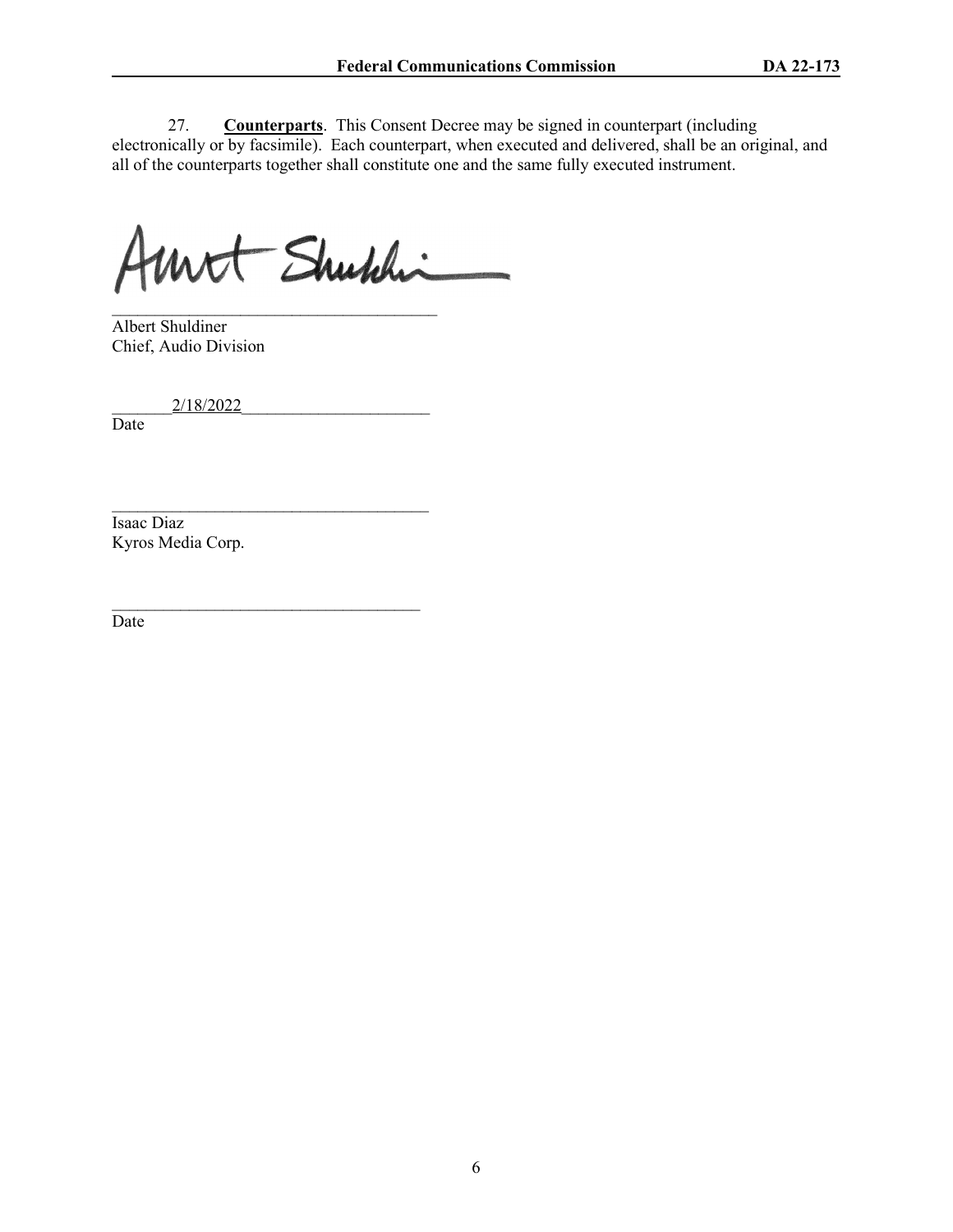27. **Counterparts**. This Consent Decree may be signed in counterpart (including electronically or by facsimile). Each counterpart, when executed and delivered, shall be an original, and all of the counterparts together shall constitute one and the same fully executed instrument.

______________________________________
Albert Shuldiner
Chief, Audio Division

_______2/18/2022_____________________
Date

______________________________________
Isaac Diaz
Kyros Media Corp.

______________________________________
Date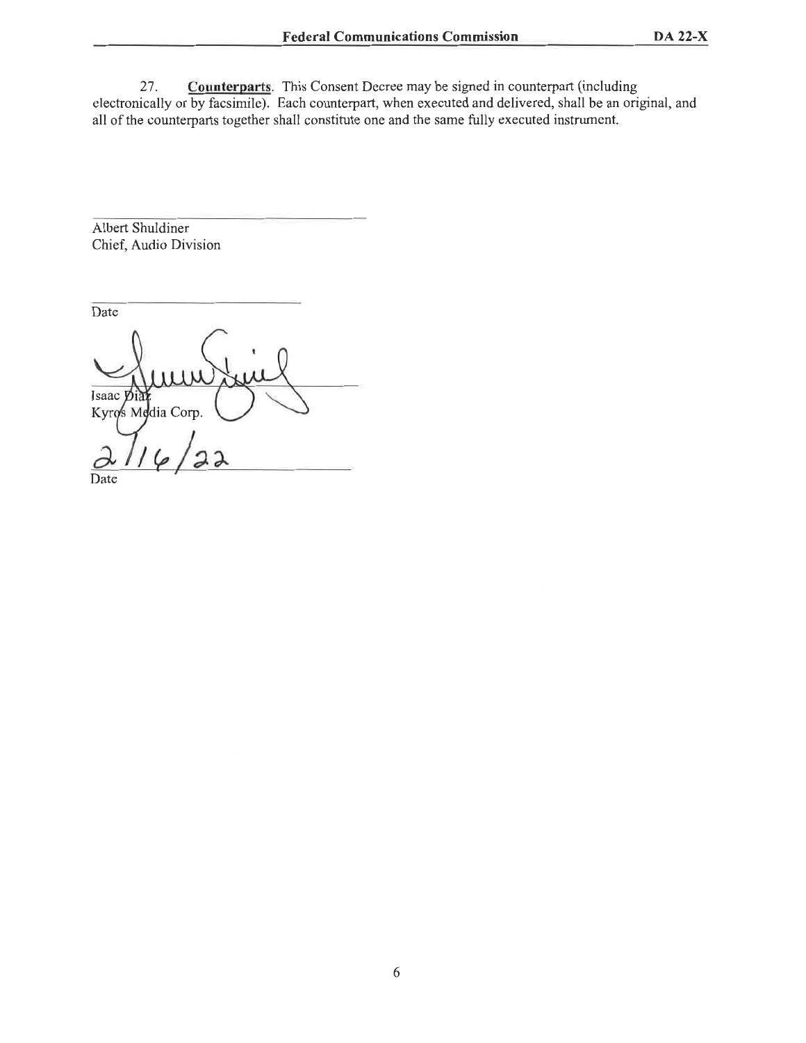27. **Counterparts**. This Consent Decree may be signed in counterpart (including electronically or by facsimile). Each counterpart, when executed and delivered, shall be an original, and all of the counterparts together shall constitute one and the same fully executed instrument.

\_\_\_\_\_\_\_\_\_\_\_\_\_\_\_\_\_\_\_\_\_\_\_\_\_\_\_\_\_\_
Albert Shuldiner
Chief, Audio Division

\_\_\_\_\_\_\_\_\_\_\_\_\_\_\_\_\_\_\_\_\_\_\_\_\_\_\_\_\_\_
Date

\_\_\_\_\_\_\_\_\_\_\_\_\_\_\_\_\_\_\_\_\_\_\_\_\_\_\_\_\_\_
Isaac Diaz
Kyros Media Corp.

2/16/22
Date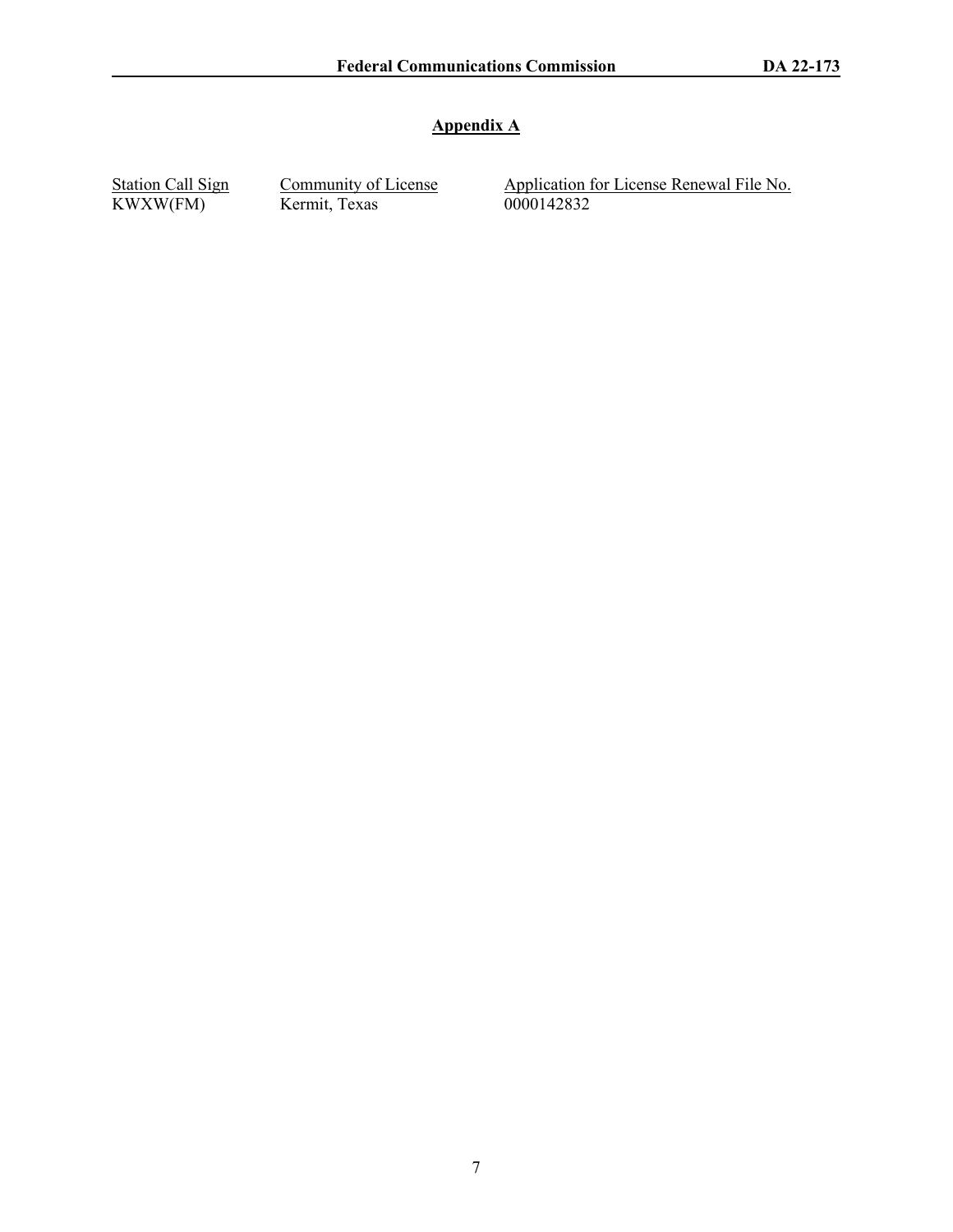## Appendix A

| Station Call Sign | Community of License | Application for License Renewal File No. |
| --- | --- | --- |
| KWXW(FM) | Kermit, Texas | 0000142832 |